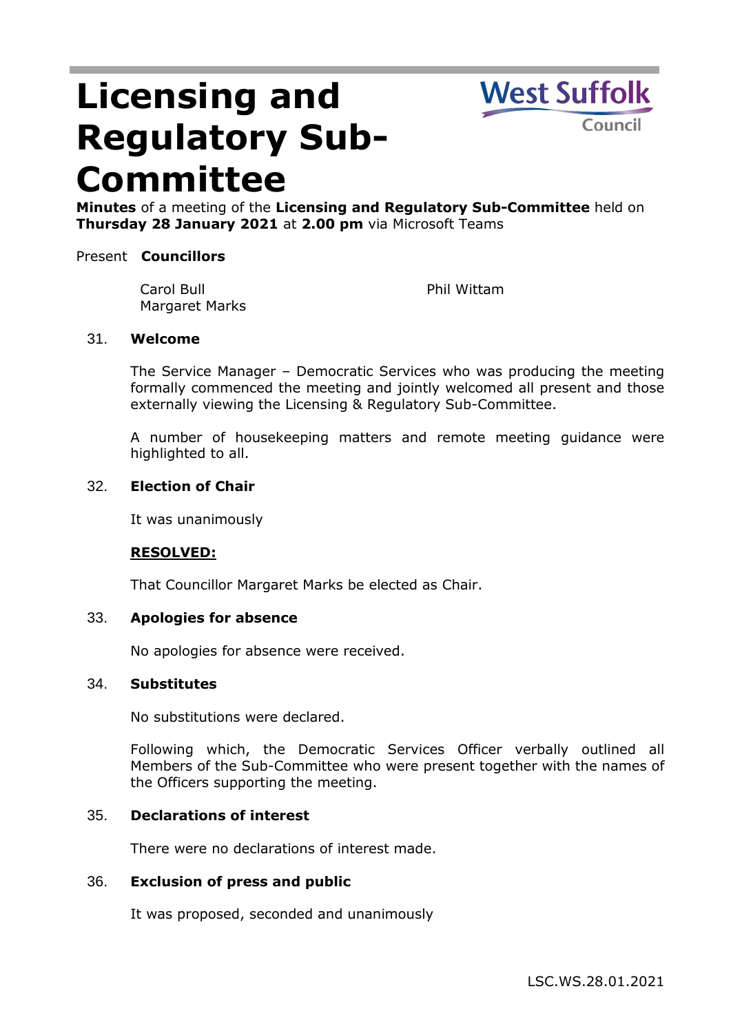# Licensing and Regulatory Sub-Committee

West Suffolk Council

**Minutes** of a meeting of the **Licensing and Regulatory Sub-Committee** held on **Thursday 28 January 2021** at **2.00 pm** via Microsoft Teams

Present **Councillors**

Carol Bull
Margaret Marks
Phil Wittam

**31. Welcome**

The Service Manager – Democratic Services who was producing the meeting formally commenced the meeting and jointly welcomed all present and those externally viewing the Licensing & Regulatory Sub-Committee.

A number of housekeeping matters and remote meeting guidance were highlighted to all.

**32. Election of Chair**

It was unanimously

**RESOLVED:**

That Councillor Margaret Marks be elected as Chair.

**33. Apologies for absence**

No apologies for absence were received.

**34. Substitutes**

No substitutions were declared.

Following which, the Democratic Services Officer verbally outlined all Members of the Sub-Committee who were present together with the names of the Officers supporting the meeting.

**35. Declarations of interest**

There were no declarations of interest made.

**36. Exclusion of press and public**

It was proposed, seconded and unanimously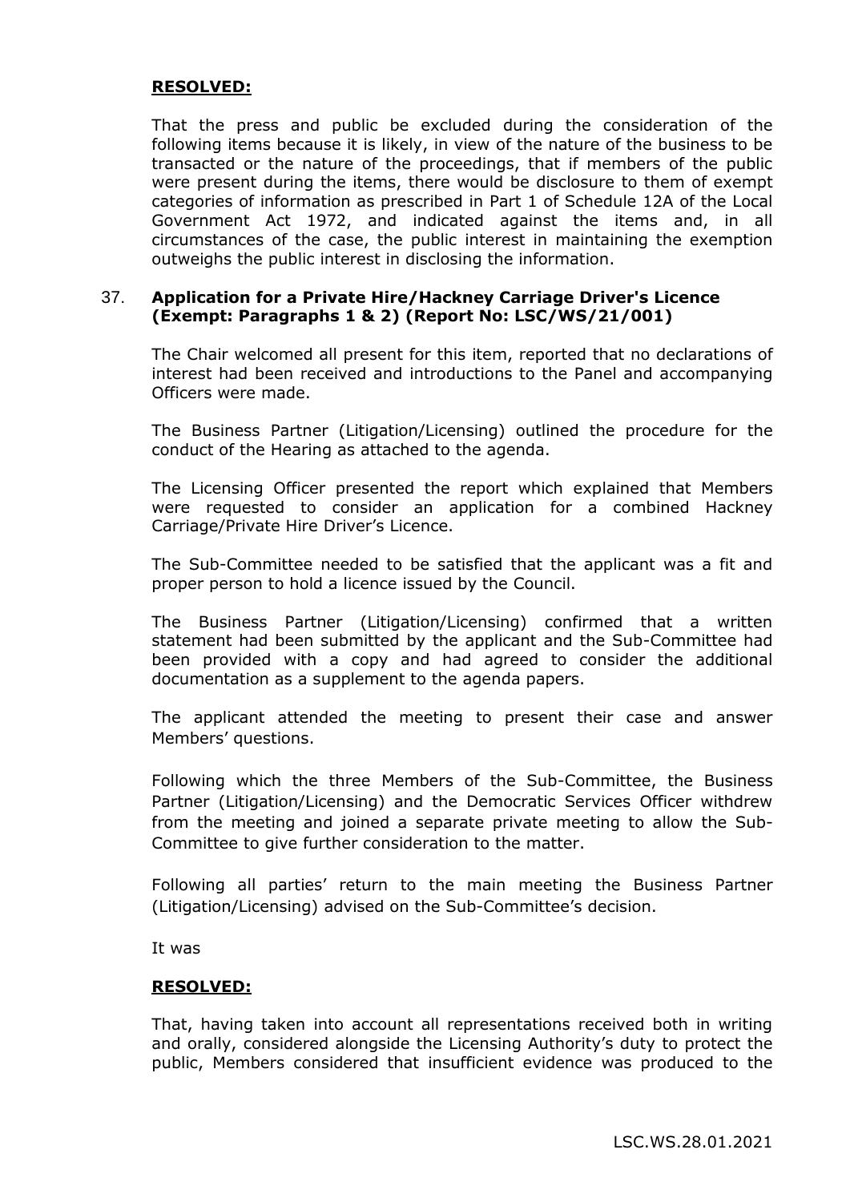**RESOLVED:**

That the press and public be excluded during the consideration of the following items because it is likely, in view of the nature of the business to be transacted or the nature of the proceedings, that if members of the public were present during the items, there would be disclosure to them of exempt categories of information as prescribed in Part 1 of Schedule 12A of the Local Government Act 1972, and indicated against the items and, in all circumstances of the case, the public interest in maintaining the exemption outweighs the public interest in disclosing the information.

37. **Application for a Private Hire/Hackney Carriage Driver's Licence (Exempt: Paragraphs 1 & 2) (Report No: LSC/WS/21/001)**

The Chair welcomed all present for this item, reported that no declarations of interest had been received and introductions to the Panel and accompanying Officers were made.

The Business Partner (Litigation/Licensing) outlined the procedure for the conduct of the Hearing as attached to the agenda.

The Licensing Officer presented the report which explained that Members were requested to consider an application for a combined Hackney Carriage/Private Hire Driver's Licence.

The Sub-Committee needed to be satisfied that the applicant was a fit and proper person to hold a licence issued by the Council.

The Business Partner (Litigation/Licensing) confirmed that a written statement had been submitted by the applicant and the Sub-Committee had been provided with a copy and had agreed to consider the additional documentation as a supplement to the agenda papers.

The applicant attended the meeting to present their case and answer Members' questions.

Following which the three Members of the Sub-Committee, the Business Partner (Litigation/Licensing) and the Democratic Services Officer withdrew from the meeting and joined a separate private meeting to allow the Sub-Committee to give further consideration to the matter.

Following all parties' return to the main meeting the Business Partner (Litigation/Licensing) advised on the Sub-Committee's decision.

It was

**RESOLVED:**

That, having taken into account all representations received both in writing and orally, considered alongside the Licensing Authority's duty to protect the public, Members considered that insufficient evidence was produced to the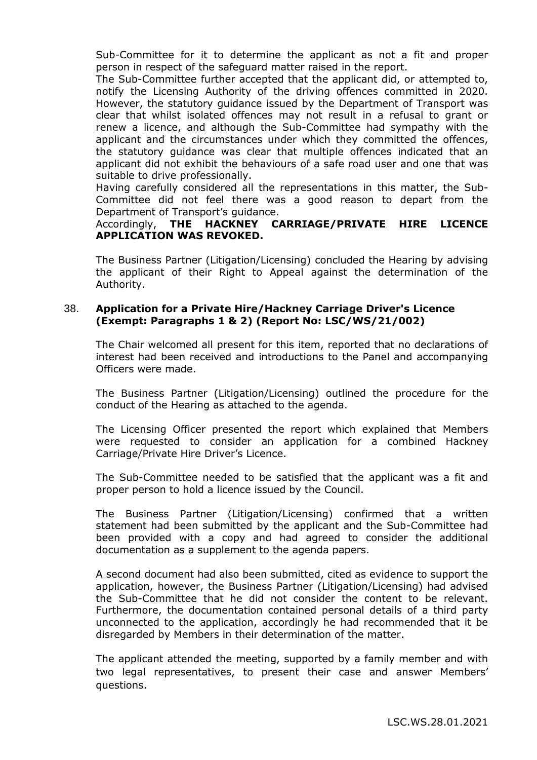Sub-Committee for it to determine the applicant as not a fit and proper person in respect of the safeguard matter raised in the report.

The Sub-Committee further accepted that the applicant did, or attempted to, notify the Licensing Authority of the driving offences committed in 2020. However, the statutory guidance issued by the Department of Transport was clear that whilst isolated offences may not result in a refusal to grant or renew a licence, and although the Sub-Committee had sympathy with the applicant and the circumstances under which they committed the offences, the statutory guidance was clear that multiple offences indicated that an applicant did not exhibit the behaviours of a safe road user and one that was suitable to drive professionally.

Having carefully considered all the representations in this matter, the Sub-Committee did not feel there was a good reason to depart from the Department of Transport's guidance.

Accordingly, **THE HACKNEY CARRIAGE/PRIVATE HIRE LICENCE APPLICATION WAS REVOKED.**

The Business Partner (Litigation/Licensing) concluded the Hearing by advising the applicant of their Right to Appeal against the determination of the Authority.

38. **Application for a Private Hire/Hackney Carriage Driver's Licence (Exempt: Paragraphs 1 & 2) (Report No: LSC/WS/21/002)**

The Chair welcomed all present for this item, reported that no declarations of interest had been received and introductions to the Panel and accompanying Officers were made.

The Business Partner (Litigation/Licensing) outlined the procedure for the conduct of the Hearing as attached to the agenda.

The Licensing Officer presented the report which explained that Members were requested to consider an application for a combined Hackney Carriage/Private Hire Driver's Licence.

The Sub-Committee needed to be satisfied that the applicant was a fit and proper person to hold a licence issued by the Council.

The Business Partner (Litigation/Licensing) confirmed that a written statement had been submitted by the applicant and the Sub-Committee had been provided with a copy and had agreed to consider the additional documentation as a supplement to the agenda papers.

A second document had also been submitted, cited as evidence to support the application, however, the Business Partner (Litigation/Licensing) had advised the Sub-Committee that he did not consider the content to be relevant. Furthermore, the documentation contained personal details of a third party unconnected to the application, accordingly he had recommended that it be disregarded by Members in their determination of the matter.

The applicant attended the meeting, supported by a family member and with two legal representatives, to present their case and answer Members' questions.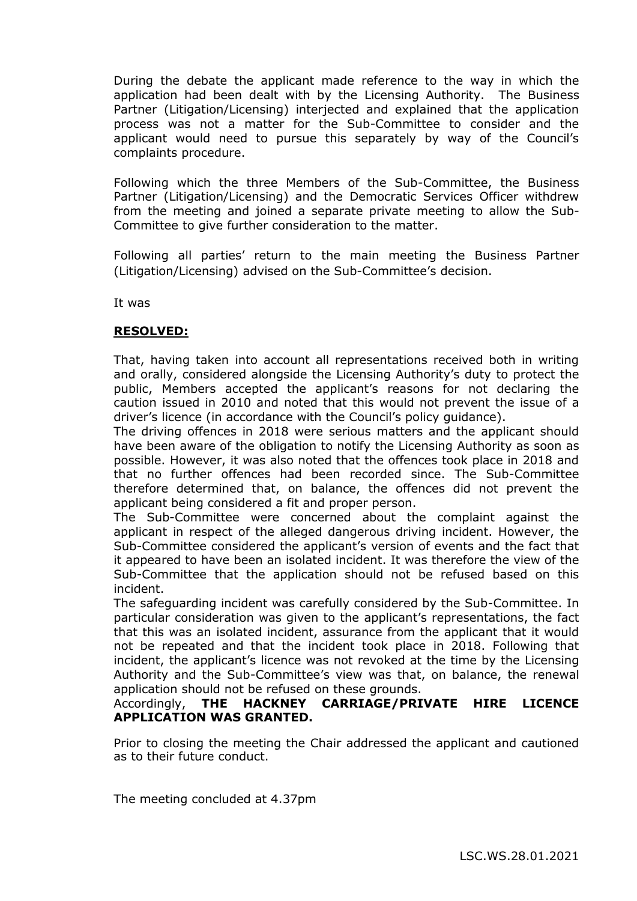During the debate the applicant made reference to the way in which the application had been dealt with by the Licensing Authority. The Business Partner (Litigation/Licensing) interjected and explained that the application process was not a matter for the Sub-Committee to consider and the applicant would need to pursue this separately by way of the Council's complaints procedure.

Following which the three Members of the Sub-Committee, the Business Partner (Litigation/Licensing) and the Democratic Services Officer withdrew from the meeting and joined a separate private meeting to allow the Sub-Committee to give further consideration to the matter.

Following all parties' return to the main meeting the Business Partner (Litigation/Licensing) advised on the Sub-Committee's decision.

It was

**RESOLVED:**

That, having taken into account all representations received both in writing and orally, considered alongside the Licensing Authority's duty to protect the public, Members accepted the applicant's reasons for not declaring the caution issued in 2010 and noted that this would not prevent the issue of a driver's licence (in accordance with the Council's policy guidance).

The driving offences in 2018 were serious matters and the applicant should have been aware of the obligation to notify the Licensing Authority as soon as possible. However, it was also noted that the offences took place in 2018 and that no further offences had been recorded since. The Sub-Committee therefore determined that, on balance, the offences did not prevent the applicant being considered a fit and proper person.

The Sub-Committee were concerned about the complaint against the applicant in respect of the alleged dangerous driving incident. However, the Sub-Committee considered the applicant's version of events and the fact that it appeared to have been an isolated incident. It was therefore the view of the Sub-Committee that the application should not be refused based on this incident.

The safeguarding incident was carefully considered by the Sub-Committee. In particular consideration was given to the applicant's representations, the fact that this was an isolated incident, assurance from the applicant that it would not be repeated and that the incident took place in 2018. Following that incident, the applicant's licence was not revoked at the time by the Licensing Authority and the Sub-Committee's view was that, on balance, the renewal application should not be refused on these grounds.

Accordingly, **THE HACKNEY CARRIAGE/PRIVATE HIRE LICENCE APPLICATION WAS GRANTED.**

Prior to closing the meeting the Chair addressed the applicant and cautioned as to their future conduct.

The meeting concluded at 4.37pm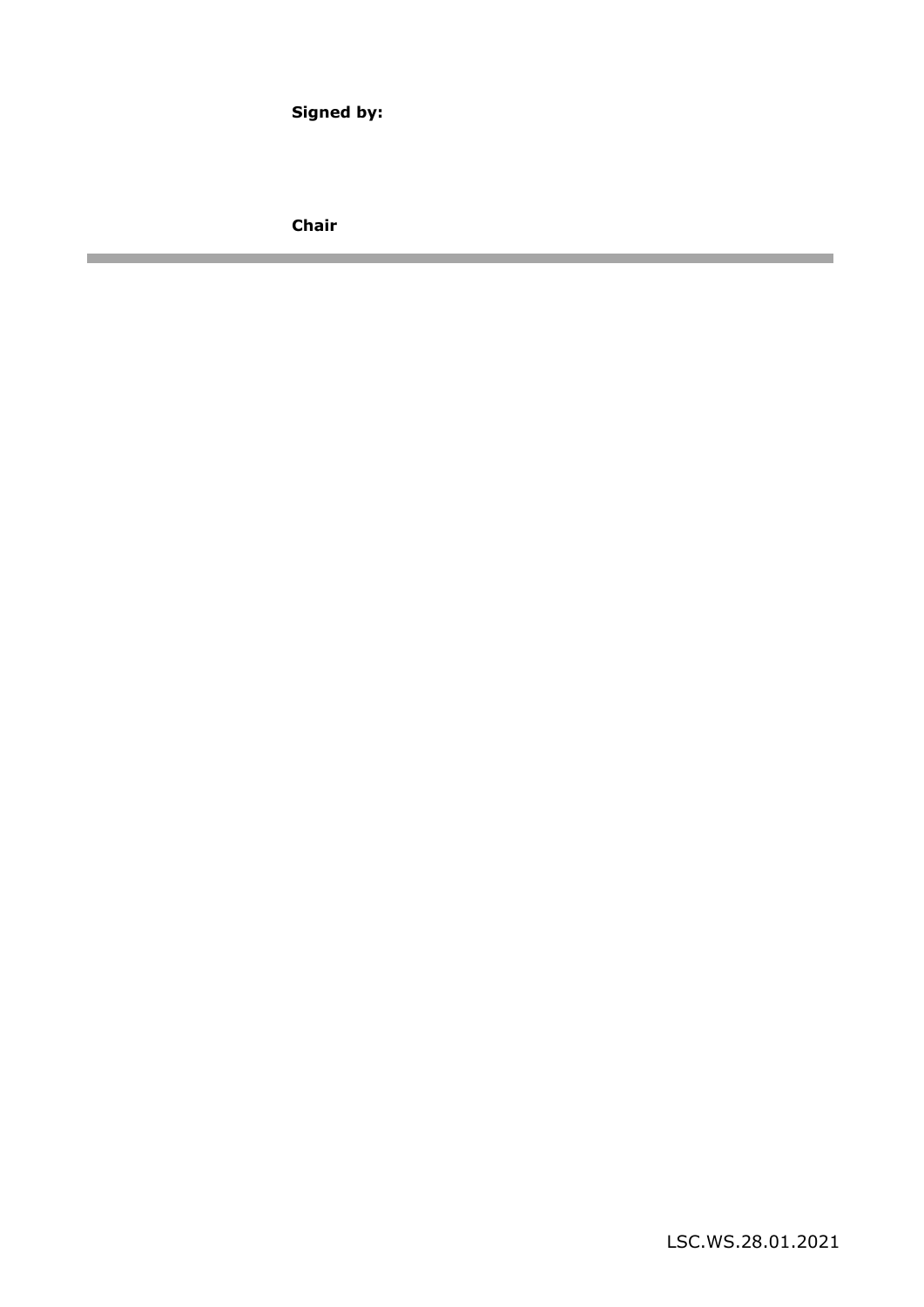**Signed by:**

**Chair**

---

LSC.WS.28.01.2021